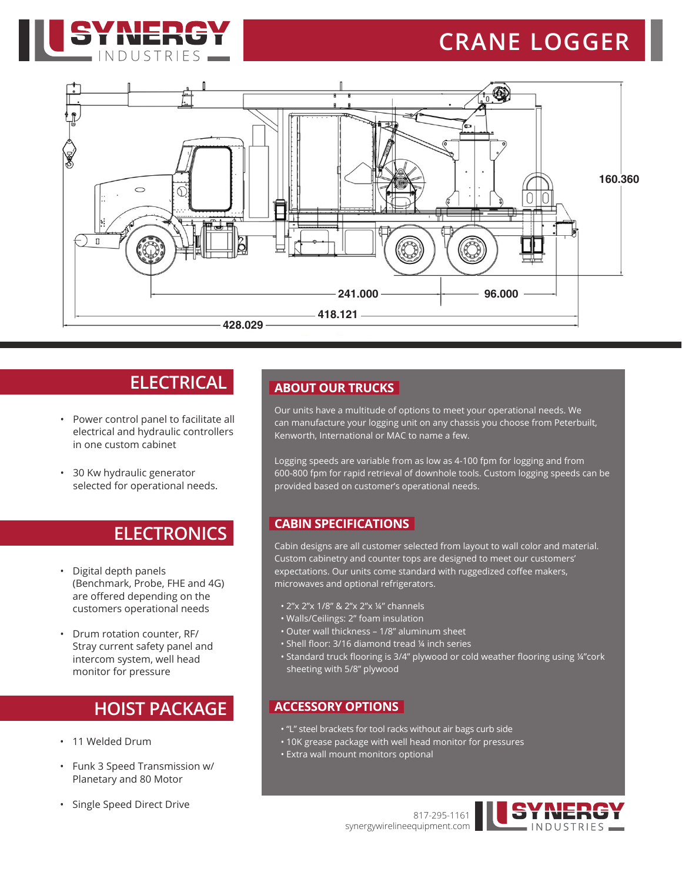# CRANE LOGGER

Synergy Industries

160.360

241.000

96.000

418.121

428.029

## ELECTRICAL

- Power control panel to facilitate all electrical and hydraulic controllers in one custom cabinet
- 30 Kw hydraulic generator selected for operational needs.

## ELECTRONICS

- Digital depth panels (Benchmark, Probe, FHE and 4G) are offered depending on the customers operational needs
- Drum rotation counter, RF/ Stray current safety panel and intercom system, well head monitor for pressure

## HOIST PACKAGE

- 11 Welded Drum
- Funk 3 Speed Transmission w/ Planetary and 80 Motor
- Single Speed Direct Drive

## ABOUT OUR TRUCKS

Our units have a multitude of options to meet your operational needs. We can manufacture your logging unit on any chassis you choose from Peterbuilt, Kenworth, International or MAC to name a few.

Logging speeds are variable from as low as 4-100 fpm for logging and from 600-800 fpm for rapid retrieval of downhole tools. Custom logging speeds can be provided based on customer's operational needs.

## CABIN SPECIFICATIONS

Cabin designs are all customer selected from layout to wall color and material. Custom cabinetry and counter tops are designed to meet our customers' expectations. Our units come standard with ruggedized coffee makers, microwaves and optional refrigerators.

- 2"x 2"x 1/8" & 2"x 2"x ¼" channels
- Walls/Ceilings: 2" foam insulation
- Outer wall thickness – 1/8" aluminum sheet
- Shell floor: 3/16 diamond tread ¼ inch series
- Standard truck flooring is 3/4" plywood or cold weather flooring using ¼"cork sheeting with 5/8" plywood

## ACCESSORY OPTIONS

- "L" steel brackets for tool racks without air bags curb side
- 10K grease package with well head monitor for pressures
- Extra wall mount monitors optional

817-295-1161
synergywirelineequipment.com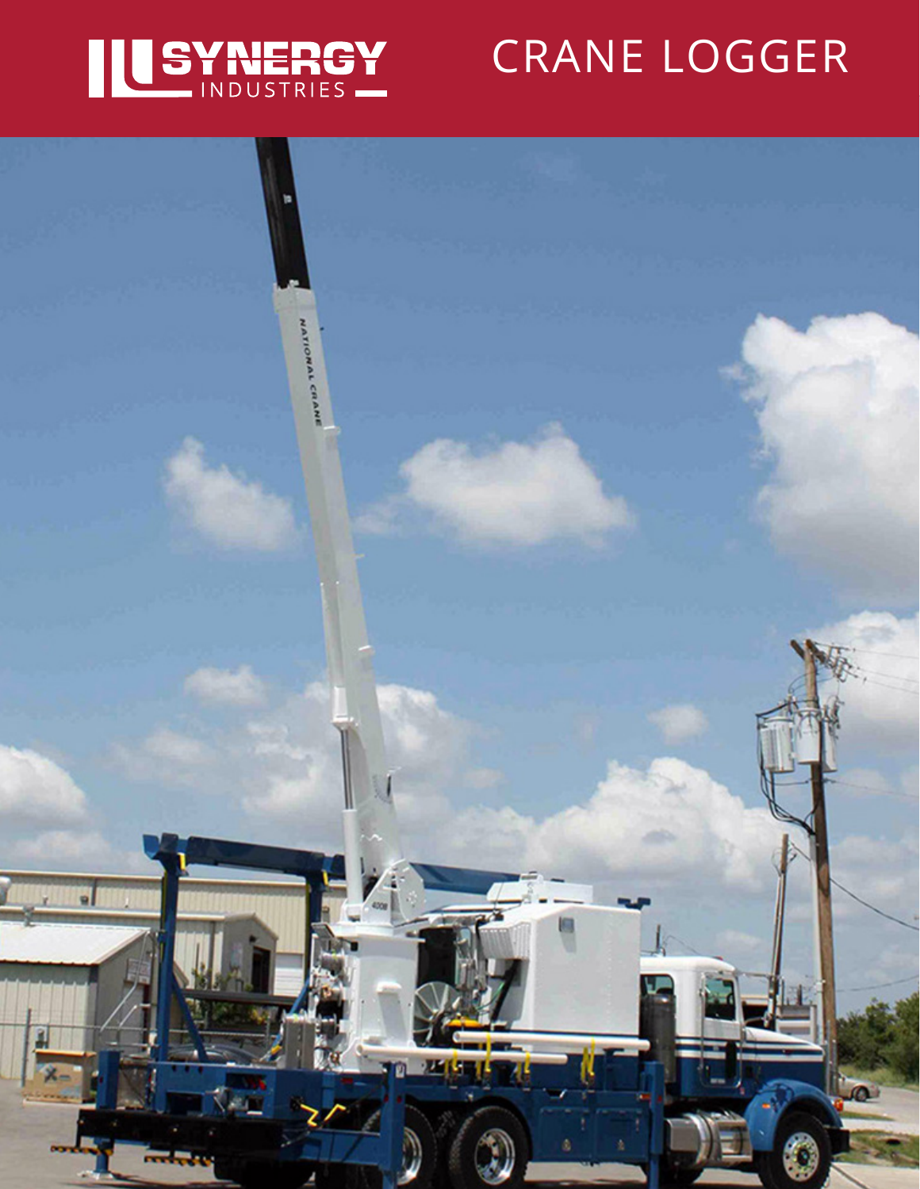SYNERGY INDUSTRIES

# CRANE LOGGER